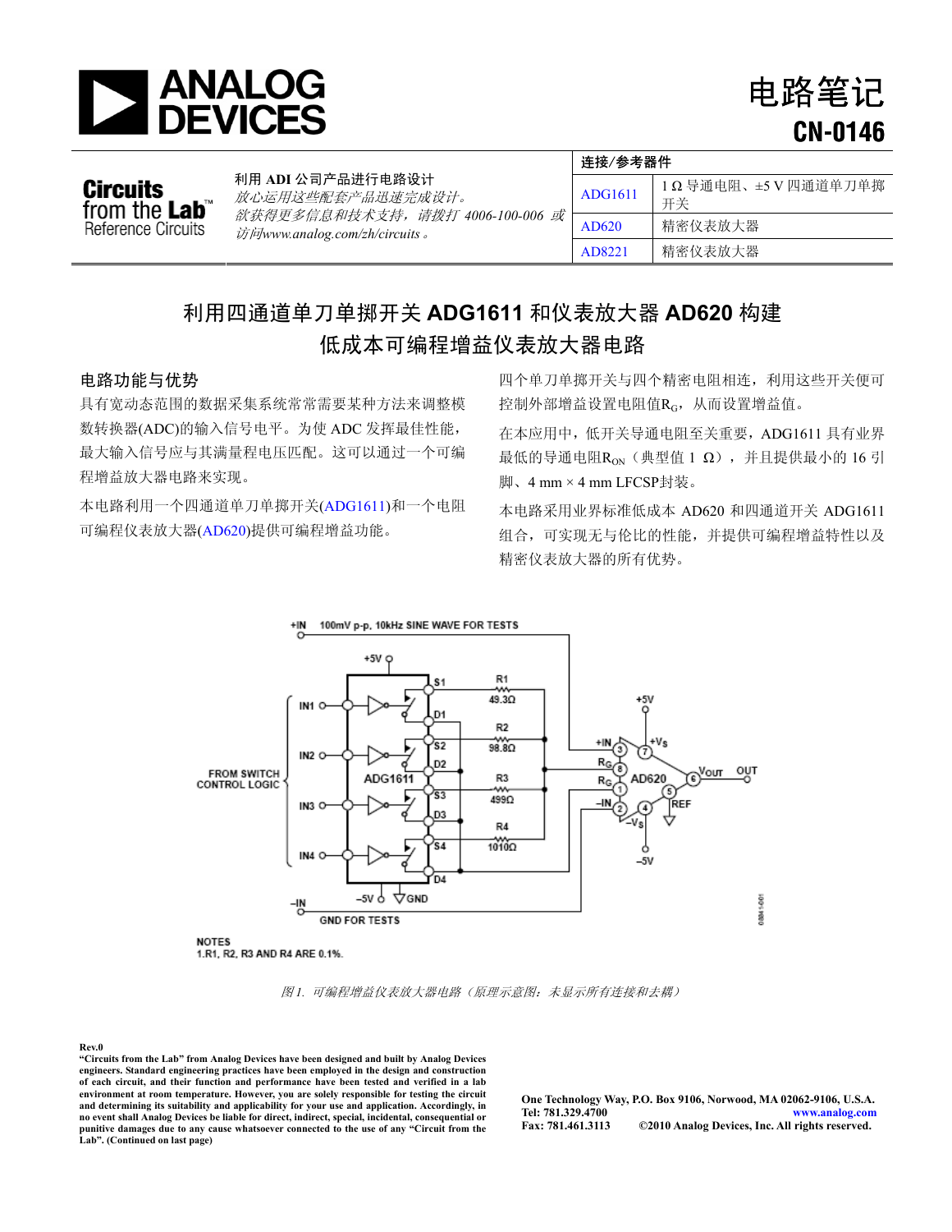# 电路笔记 CN-0146

**Circuits from the Lab™ Reference Circuits**

利用 ADI 公司产品进行电路设计
*放心运用这些配套产品迅速完成设计。*
*欲获得更多信息和技术支持，请拨打 4006-100-006 或访问www.analog.com/zh/circuits。*

| 连接/参考器件 | |
|---|---|
| ADG1611 | 1 Ω 导通电阻、±5 V 四通道单刀单掷开关 |
| AD620 | 精密仪表放大器 |
| AD8221 | 精密仪表放大器 |

## 利用四通道单刀单掷开关 ADG1611 和仪表放大器 AD620 构建低成本可编程增益仪表放大器电路

### 电路功能与优势

具有宽动态范围的数据采集系统常常需要某种方法来调整模数转换器(ADC)的输入信号电平。为使 ADC 发挥最佳性能，最大输入信号应与其满量程电压匹配。这可以通过一个可编程增益放大器电路来实现。

本电路利用一个四通道单刀单掷开关(ADG1611)和一个电阻可编程仪表放大器(AD620)提供可编程增益功能。

四个单刀单掷开关与四个精密电阻相连，利用这些开关便可控制外部增益设置电阻值$R_G$，从而设置增益值。

在本应用中，低开关导通电阻至关重要，ADG1611 具有业界最低的导通电阻$R_{ON}$（典型值 1 Ω），并且提供最小的 16 引脚、4 mm × 4 mm LFCSP封装。

本电路采用业界标准低成本 AD620 和四通道开关 ADG1611 组合，可实现无与伦比的性能，并提供可编程增益特性以及精密仪表放大器的所有优势。

NOTES
1.R1, R2, R3 AND R4 ARE 0.1%.

*图 1. 可编程增益仪表放大器电路（原理示意图：未显示所有连接和去耦）*

Rev.0
**"Circuits from the Lab" from Analog Devices have been designed and built by Analog Devices engineers. Standard engineering practices have been employed in the design and construction of each circuit, and their function and performance have been tested and verified in a lab environment at room temperature. However, you are solely responsible for testing the circuit and determining its suitability and applicability for your use and application. Accordingly, in no event shall Analog Devices be liable for direct, indirect, special, incidental, consequential or punitive damages due to any cause whatsoever connected to the use of any "Circuit from the Lab". (Continued on last page)**

**One Technology Way, P.O. Box 9106, Norwood, MA 02062-9106, U.S.A.**
**Tel: 781.329.4700 www.analog.com**
**Fax: 781.461.3113 ©2010 Analog Devices, Inc. All rights reserved.**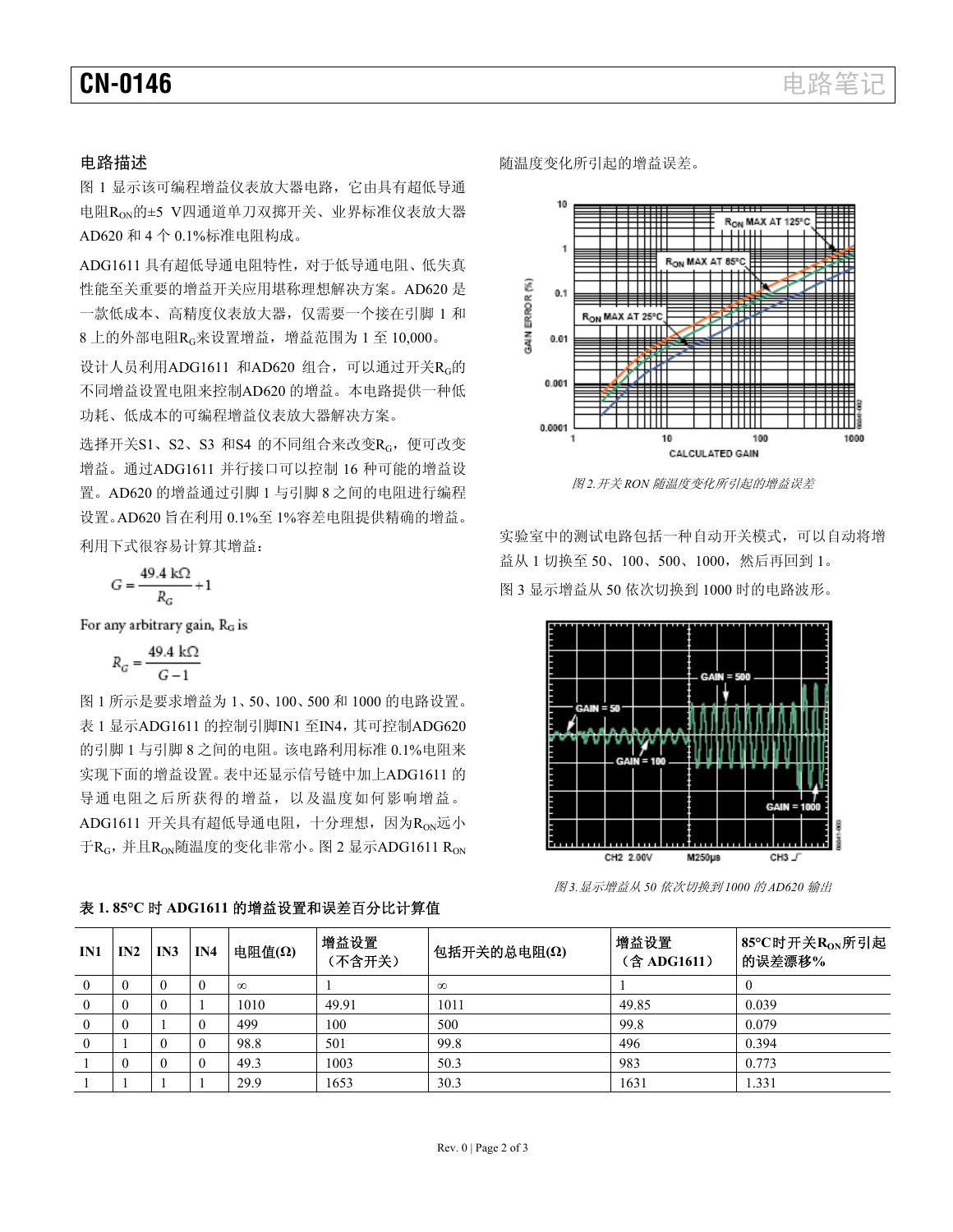## 电路描述

图 1 显示该可编程增益仪表放大器电路，它由具有超低导通电阻$R_{ON}$的±5 V四通道单刀双掷开关、业界标准仪表放大器 AD620 和 4 个 0.1%标准电阻构成。

ADG1611 具有超低导通电阻特性，对于低导通电阻、低失真性能至关重要的增益开关应用堪称理想解决方案。AD620 是一款低成本、高精度仪表放大器，仅需要一个接在引脚 1 和 8 上的外部电阻$R_G$来设置增益，增益范围为 1 至 10,000。

设计人员利用ADG1611 和AD620 组合，可以通过开关$R_G$的不同增益设置电阻来控制AD620 的增益。本电路提供一种低功耗、低成本的可编程增益仪表放大器解决方案。

选择开关S1、S2、S3 和S4 的不同组合来改变$R_G$，便可改变增益。通过ADG1611 并行接口可以控制 16 种可能的增益设置。AD620 的增益通过引脚 1 与引脚 8 之间的电阻进行编程设置。AD620 旨在利用 0.1%至 1%容差电阻提供精确的增益。利用下式很容易计算其增益：

$$G = \frac{49.4\ \text{k}\Omega}{R_G} + 1$$

For any arbitrary gain, $R_G$ is

$$R_G = \frac{49.4\ \text{k}\Omega}{G - 1}$$

图 1 所示是要求增益为 1、50、100、500 和 1000 的电路设置。表 1 显示ADG1611 的控制引脚IN1 至IN4，其可控制ADG620 的引脚 1 与引脚 8 之间的电阻。该电路利用标准 0.1%电阻来实现下面的增益设置。表中还显示信号链中加上ADG1611 的导通电阻之后所获得的增益，以及温度如何影响增益。ADG1611 开关具有超低导通电阻，十分理想，因为$R_{ON}$远小于$R_G$，并且$R_{ON}$随温度的变化非常小。图 2 显示ADG1611 $R_{ON}$随温度变化所引起的增益误差。

图 2. 开关 RON 随温度变化所引起的增益误差

实验室中的测试电路包括一种自动开关模式，可以自动将增益从 1 切换至 50、100、500、1000，然后再回到 1。

图 3 显示增益从 50 依次切换到 1000 时的电路波形。

图 3. 显示增益从 50 依次切换到 1000 的 AD620 输出

**表 1. 85°C 时 ADG1611 的增益设置和误差百分比计算值**

| IN1 | IN2 | IN3 | IN4 | 电阻值(Ω) | 增益设置（不含开关） | 包括开关的总电阻(Ω) | 增益设置（含 ADG1611） | 85°C时开关$R_{ON}$所引起的误差漂移% |
|---|---|---|---|---|---|---|---|---|
| 0 | 0 | 0 | 0 | ∞ | 1 | ∞ | 1 | 0 |
| 0 | 0 | 0 | 1 | 1010 | 49.91 | 1011 | 49.85 | 0.039 |
| 0 | 0 | 1 | 0 | 499 | 100 | 500 | 99.8 | 0.079 |
| 0 | 1 | 0 | 0 | 98.8 | 501 | 99.8 | 496 | 0.394 |
| 1 | 0 | 0 | 0 | 49.3 | 1003 | 50.3 | 983 | 0.773 |
| 1 | 1 | 1 | 1 | 29.9 | 1653 | 30.3 | 1631 | 1.331 |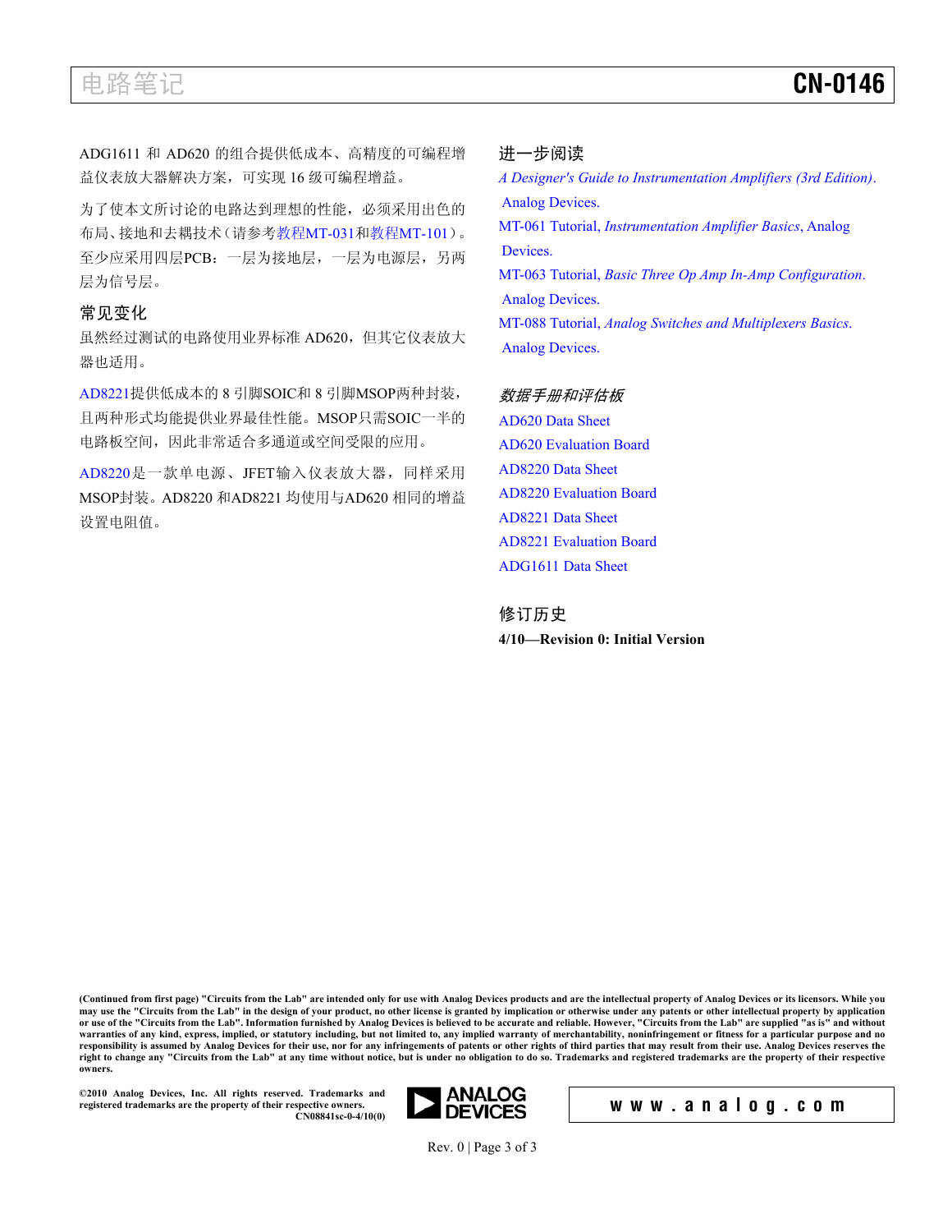ADG1611 和 AD620 的组合提供低成本、高精度的可编程增益仪表放大器解决方案，可实现 16 级可编程增益。

为了使本文所讨论的电路达到理想的性能，必须采用出色的布局、接地和去耦技术（请参考教程MT-031和教程MT-101）。至少应采用四层PCB：一层为接地层，一层为电源层，另两层为信号层。

## 常见变化

虽然经过测试的电路使用业界标准 AD620，但其它仪表放大器也适用。

AD8221提供低成本的 8 引脚SOIC和 8 引脚MSOP两种封装，且两种形式均能提供业界最佳性能。MSOP只需SOIC一半的电路板空间，因此非常适合多通道或空间受限的应用。

AD8220是一款单电源、JFET输入仪表放大器，同样采用MSOP封装。AD8220 和AD8221 均使用与AD620 相同的增益设置电阻值。

## 进一步阅读

*A Designer's Guide to Instrumentation Amplifiers (3rd Edition)*. Analog Devices.

MT-061 Tutorial, *Instrumentation Amplifier Basics*, Analog Devices.

MT-063 Tutorial, *Basic Three Op Amp In-Amp Configuration*. Analog Devices.

MT-088 Tutorial, *Analog Switches and Multiplexers Basics*. Analog Devices.

### *数据手册和评估板*

AD620 Data Sheet

AD620 Evaluation Board

AD8220 Data Sheet

AD8220 Evaluation Board

AD8221 Data Sheet

AD8221 Evaluation Board

ADG1611 Data Sheet

## 修订历史

**4/10—Revision 0: Initial Version**

**(Continued from first page) "Circuits from the Lab" are intended only for use with Analog Devices products and are the intellectual property of Analog Devices or its licensors. While you may use the "Circuits from the Lab" in the design of your product, no other license is granted by implication or otherwise under any patents or other intellectual property by application or use of the "Circuits from the Lab". Information furnished by Analog Devices is believed to be accurate and reliable. However, "Circuits from the Lab" are supplied "as is" and without warranties of any kind, express, implied, or statutory including, but not limited to, any implied warranty of merchantability, noninfringement or fitness for a particular purpose and no responsibility is assumed by Analog Devices for their use, nor for any infringements of patents or other rights of third parties that may result from their use. Analog Devices reserves the right to change any "Circuits from the Lab" at any time without notice, but is under no obligation to do so. Trademarks and registered trademarks are the property of their respective owners.**

**©2010 Analog Devices, Inc. All rights reserved. Trademarks and registered trademarks are the property of their respective owners.**
**CN08841sc-0-4/10(0)**

ANALOG DEVICES

www.analog.com